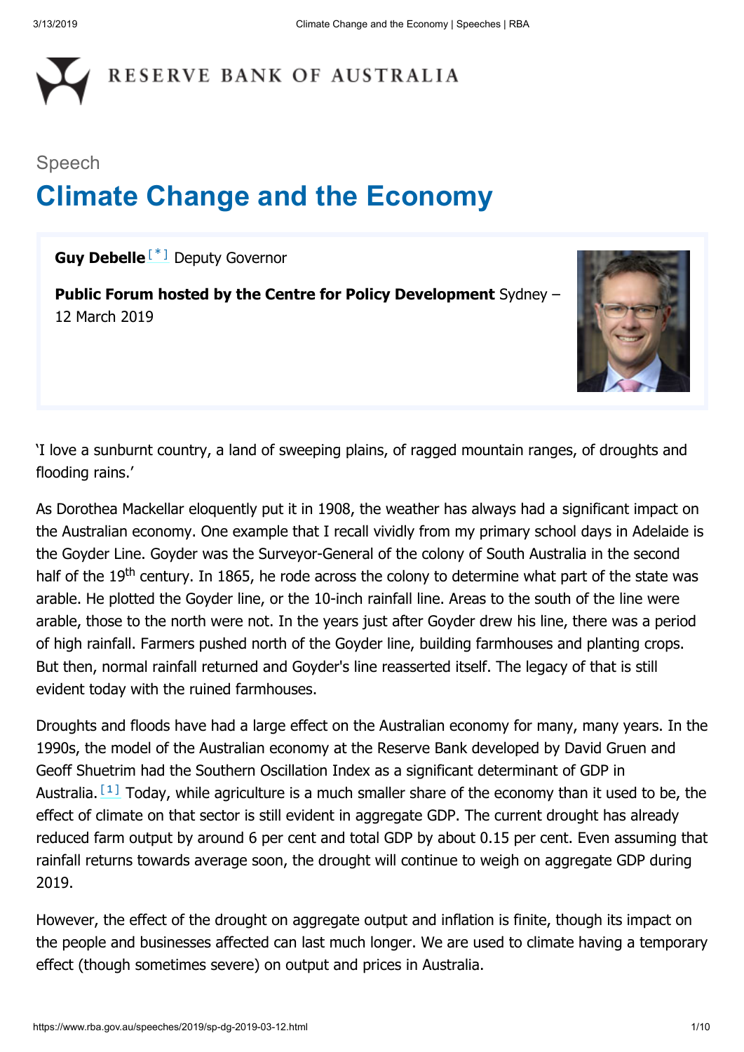RESERVE BANK OF AUSTRALIA

Speech

# Climate Change and the Economy

**Guy Debelle** [*] Deputy Governor

**Public Forum hosted by the Centre for Policy Development** Sydney – 12 March 2019

'I love a sunburnt country, a land of sweeping plains, of ragged mountain ranges, of droughts and flooding rains.'

As Dorothea Mackellar eloquently put it in 1908, the weather has always had a significant impact on the Australian economy. One example that I recall vividly from my primary school days in Adelaide is the Goyder Line. Goyder was the Surveyor-General of the colony of South Australia in the second half of the 19th century. In 1865, he rode across the colony to determine what part of the state was arable. He plotted the Goyder line, or the 10-inch rainfall line. Areas to the south of the line were arable, those to the north were not. In the years just after Goyder drew his line, there was a period of high rainfall. Farmers pushed north of the Goyder line, building farmhouses and planting crops. But then, normal rainfall returned and Goyder's line reasserted itself. The legacy of that is still evident today with the ruined farmhouses.

Droughts and floods have had a large effect on the Australian economy for many, many years. In the 1990s, the model of the Australian economy at the Reserve Bank developed by David Gruen and Geoff Shuetrim had the Southern Oscillation Index as a significant determinant of GDP in Australia. [1] Today, while agriculture is a much smaller share of the economy than it used to be, the effect of climate on that sector is still evident in aggregate GDP. The current drought has already reduced farm output by around 6 per cent and total GDP by about 0.15 per cent. Even assuming that rainfall returns towards average soon, the drought will continue to weigh on aggregate GDP during 2019.

However, the effect of the drought on aggregate output and inflation is finite, though its impact on the people and businesses affected can last much longer. We are used to climate having a temporary effect (though sometimes severe) on output and prices in Australia.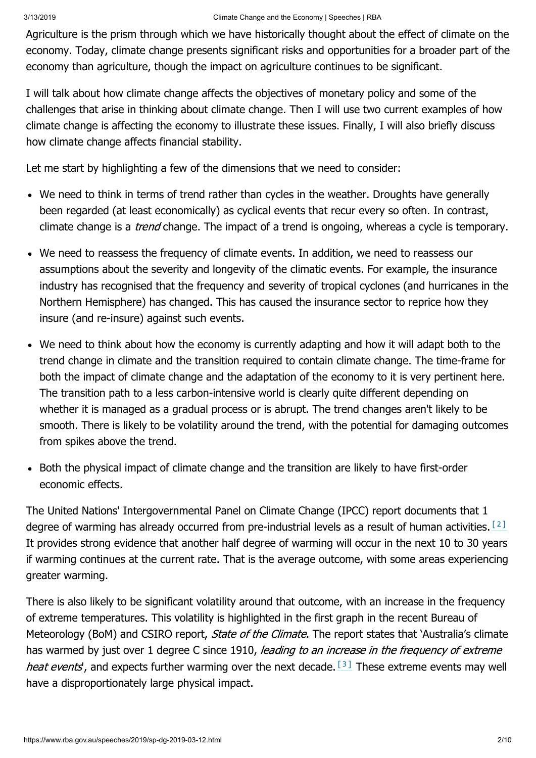Agriculture is the prism through which we have historically thought about the effect of climate on the economy. Today, climate change presents significant risks and opportunities for a broader part of the economy than agriculture, though the impact on agriculture continues to be significant.

I will talk about how climate change affects the objectives of monetary policy and some of the challenges that arise in thinking about climate change. Then I will use two current examples of how climate change is affecting the economy to illustrate these issues. Finally, I will also briefly discuss how climate change affects financial stability.

Let me start by highlighting a few of the dimensions that we need to consider:

- We need to think in terms of trend rather than cycles in the weather. Droughts have generally been regarded (at least economically) as cyclical events that recur every so often. In contrast, climate change is a *trend* change. The impact of a trend is ongoing, whereas a cycle is temporary.
- We need to reassess the frequency of climate events. In addition, we need to reassess our assumptions about the severity and longevity of the climatic events. For example, the insurance industry has recognised that the frequency and severity of tropical cyclones (and hurricanes in the Northern Hemisphere) has changed. This has caused the insurance sector to reprice how they insure (and re-insure) against such events.
- We need to think about how the economy is currently adapting and how it will adapt both to the trend change in climate and the transition required to contain climate change. The time-frame for both the impact of climate change and the adaptation of the economy to it is very pertinent here. The transition path to a less carbon-intensive world is clearly quite different depending on whether it is managed as a gradual process or is abrupt. The trend changes aren't likely to be smooth. There is likely to be volatility around the trend, with the potential for damaging outcomes from spikes above the trend.
- Both the physical impact of climate change and the transition are likely to have first-order economic effects.

The United Nations' Intergovernmental Panel on Climate Change (IPCC) report documents that 1 degree of warming has already occurred from pre-industrial levels as a result of human activities.[2] It provides strong evidence that another half degree of warming will occur in the next 10 to 30 years if warming continues at the current rate. That is the average outcome, with some areas experiencing greater warming.

There is also likely to be significant volatility around that outcome, with an increase in the frequency of extreme temperatures. This volatility is highlighted in the first graph in the recent Bureau of Meteorology (BoM) and CSIRO report, *State of the Climate*. The report states that 'Australia's climate has warmed by just over 1 degree C since 1910, *leading to an increase in the frequency of extreme heat events*', and expects further warming over the next decade.[3] These extreme events may well have a disproportionately large physical impact.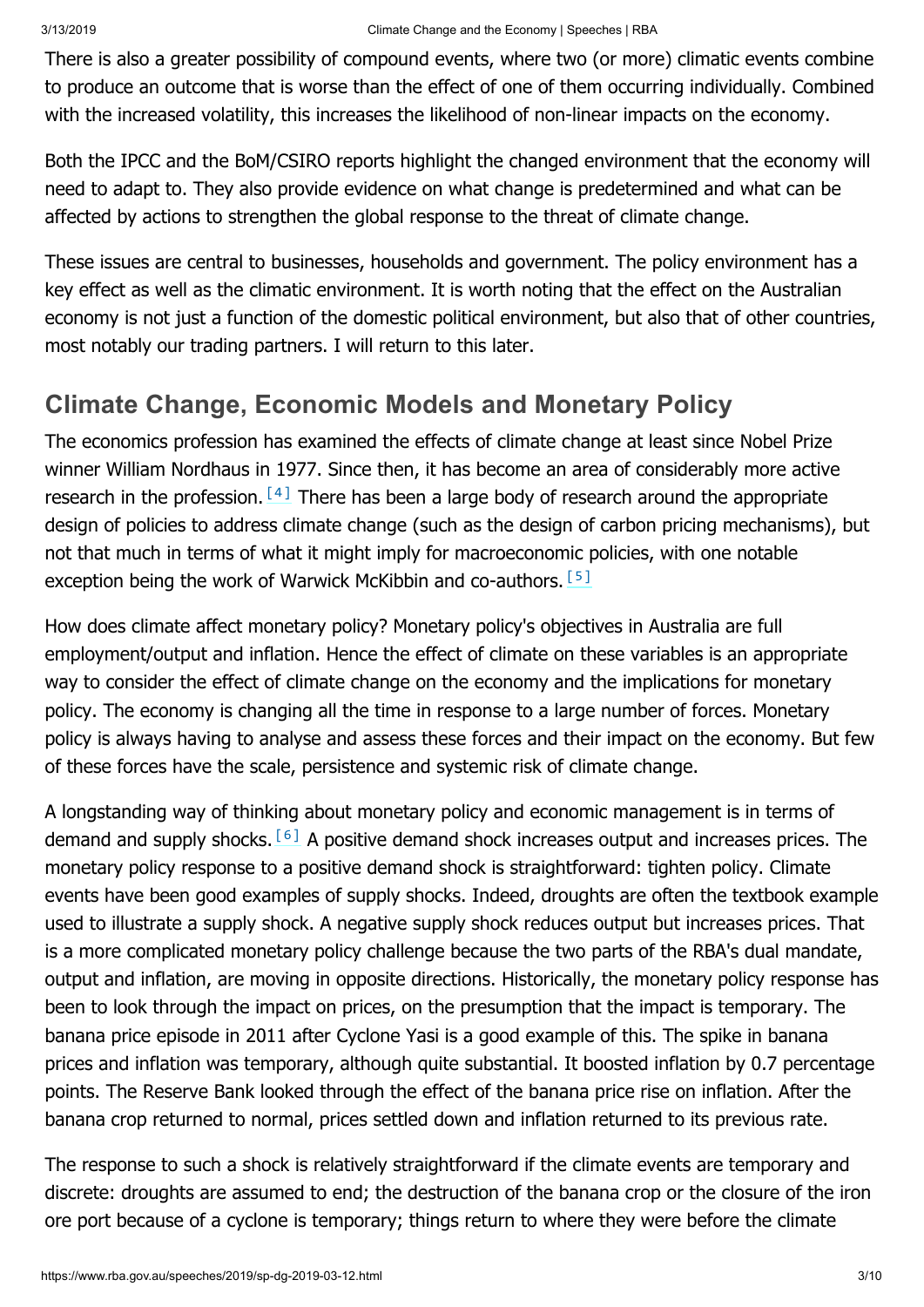There is also a greater possibility of compound events, where two (or more) climatic events combine to produce an outcome that is worse than the effect of one of them occurring individually. Combined with the increased volatility, this increases the likelihood of non-linear impacts on the economy.

Both the IPCC and the BoM/CSIRO reports highlight the changed environment that the economy will need to adapt to. They also provide evidence on what change is predetermined and what can be affected by actions to strengthen the global response to the threat of climate change.

These issues are central to businesses, households and government. The policy environment has a key effect as well as the climatic environment. It is worth noting that the effect on the Australian economy is not just a function of the domestic political environment, but also that of other countries, most notably our trading partners. I will return to this later.

## Climate Change, Economic Models and Monetary Policy

The economics profession has examined the effects of climate change at least since Nobel Prize winner William Nordhaus in 1977. Since then, it has become an area of considerably more active research in the profession. [4] There has been a large body of research around the appropriate design of policies to address climate change (such as the design of carbon pricing mechanisms), but not that much in terms of what it might imply for macroeconomic policies, with one notable exception being the work of Warwick McKibbin and co-authors. [5]

How does climate affect monetary policy? Monetary policy's objectives in Australia are full employment/output and inflation. Hence the effect of climate on these variables is an appropriate way to consider the effect of climate change on the economy and the implications for monetary policy. The economy is changing all the time in response to a large number of forces. Monetary policy is always having to analyse and assess these forces and their impact on the economy. But few of these forces have the scale, persistence and systemic risk of climate change.

A longstanding way of thinking about monetary policy and economic management is in terms of demand and supply shocks. [6] A positive demand shock increases output and increases prices. The monetary policy response to a positive demand shock is straightforward: tighten policy. Climate events have been good examples of supply shocks. Indeed, droughts are often the textbook example used to illustrate a supply shock. A negative supply shock reduces output but increases prices. That is a more complicated monetary policy challenge because the two parts of the RBA's dual mandate, output and inflation, are moving in opposite directions. Historically, the monetary policy response has been to look through the impact on prices, on the presumption that the impact is temporary. The banana price episode in 2011 after Cyclone Yasi is a good example of this. The spike in banana prices and inflation was temporary, although quite substantial. It boosted inflation by 0.7 percentage points. The Reserve Bank looked through the effect of the banana price rise on inflation. After the banana crop returned to normal, prices settled down and inflation returned to its previous rate.

The response to such a shock is relatively straightforward if the climate events are temporary and discrete: droughts are assumed to end; the destruction of the banana crop or the closure of the iron ore port because of a cyclone is temporary; things return to where they were before the climate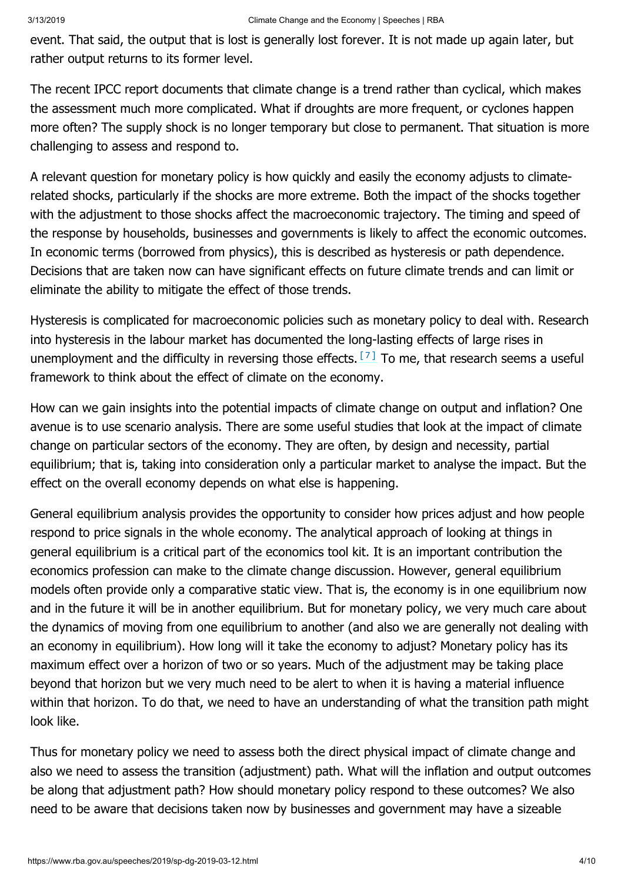event. That said, the output that is lost is generally lost forever. It is not made up again later, but rather output returns to its former level.

The recent IPCC report documents that climate change is a trend rather than cyclical, which makes the assessment much more complicated. What if droughts are more frequent, or cyclones happen more often? The supply shock is no longer temporary but close to permanent. That situation is more challenging to assess and respond to.

A relevant question for monetary policy is how quickly and easily the economy adjusts to climate-related shocks, particularly if the shocks are more extreme. Both the impact of the shocks together with the adjustment to those shocks affect the macroeconomic trajectory. The timing and speed of the response by households, businesses and governments is likely to affect the economic outcomes. In economic terms (borrowed from physics), this is described as hysteresis or path dependence. Decisions that are taken now can have significant effects on future climate trends and can limit or eliminate the ability to mitigate the effect of those trends.

Hysteresis is complicated for macroeconomic policies such as monetary policy to deal with. Research into hysteresis in the labour market has documented the long-lasting effects of large rises in unemployment and the difficulty in reversing those effects.[7] To me, that research seems a useful framework to think about the effect of climate on the economy.

How can we gain insights into the potential impacts of climate change on output and inflation? One avenue is to use scenario analysis. There are some useful studies that look at the impact of climate change on particular sectors of the economy. They are often, by design and necessity, partial equilibrium; that is, taking into consideration only a particular market to analyse the impact. But the effect on the overall economy depends on what else is happening.

General equilibrium analysis provides the opportunity to consider how prices adjust and how people respond to price signals in the whole economy. The analytical approach of looking at things in general equilibrium is a critical part of the economics tool kit. It is an important contribution the economics profession can make to the climate change discussion. However, general equilibrium models often provide only a comparative static view. That is, the economy is in one equilibrium now and in the future it will be in another equilibrium. But for monetary policy, we very much care about the dynamics of moving from one equilibrium to another (and also we are generally not dealing with an economy in equilibrium). How long will it take the economy to adjust? Monetary policy has its maximum effect over a horizon of two or so years. Much of the adjustment may be taking place beyond that horizon but we very much need to be alert to when it is having a material influence within that horizon. To do that, we need to have an understanding of what the transition path might look like.

Thus for monetary policy we need to assess both the direct physical impact of climate change and also we need to assess the transition (adjustment) path. What will the inflation and output outcomes be along that adjustment path? How should monetary policy respond to these outcomes? We also need to be aware that decisions taken now by businesses and government may have a sizeable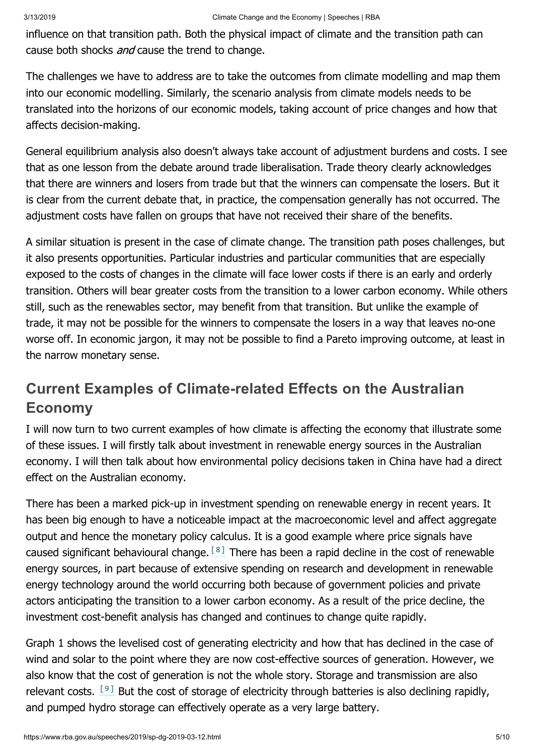influence on that transition path. Both the physical impact of climate and the transition path can cause both shocks *and* cause the trend to change.

The challenges we have to address are to take the outcomes from climate modelling and map them into our economic modelling. Similarly, the scenario analysis from climate models needs to be translated into the horizons of our economic models, taking account of price changes and how that affects decision-making.

General equilibrium analysis also doesn't always take account of adjustment burdens and costs. I see that as one lesson from the debate around trade liberalisation. Trade theory clearly acknowledges that there are winners and losers from trade but that the winners can compensate the losers. But it is clear from the current debate that, in practice, the compensation generally has not occurred. The adjustment costs have fallen on groups that have not received their share of the benefits.

A similar situation is present in the case of climate change. The transition path poses challenges, but it also presents opportunities. Particular industries and particular communities that are especially exposed to the costs of changes in the climate will face lower costs if there is an early and orderly transition. Others will bear greater costs from the transition to a lower carbon economy. While others still, such as the renewables sector, may benefit from that transition. But unlike the example of trade, it may not be possible for the winners to compensate the losers in a way that leaves no-one worse off. In economic jargon, it may not be possible to find a Pareto improving outcome, at least in the narrow monetary sense.

## Current Examples of Climate-related Effects on the Australian Economy

I will now turn to two current examples of how climate is affecting the economy that illustrate some of these issues. I will firstly talk about investment in renewable energy sources in the Australian economy. I will then talk about how environmental policy decisions taken in China have had a direct effect on the Australian economy.

There has been a marked pick-up in investment spending on renewable energy in recent years. It has been big enough to have a noticeable impact at the macroeconomic level and affect aggregate output and hence the monetary policy calculus. It is a good example where price signals have caused significant behavioural change. [8] There has been a rapid decline in the cost of renewable energy sources, in part because of extensive spending on research and development in renewable energy technology around the world occurring both because of government policies and private actors anticipating the transition to a lower carbon economy. As a result of the price decline, the investment cost-benefit analysis has changed and continues to change quite rapidly.

Graph 1 shows the levelised cost of generating electricity and how that has declined in the case of wind and solar to the point where they are now cost-effective sources of generation. However, we also know that the cost of generation is not the whole story. Storage and transmission are also relevant costs. [9] But the cost of storage of electricity through batteries is also declining rapidly, and pumped hydro storage can effectively operate as a very large battery.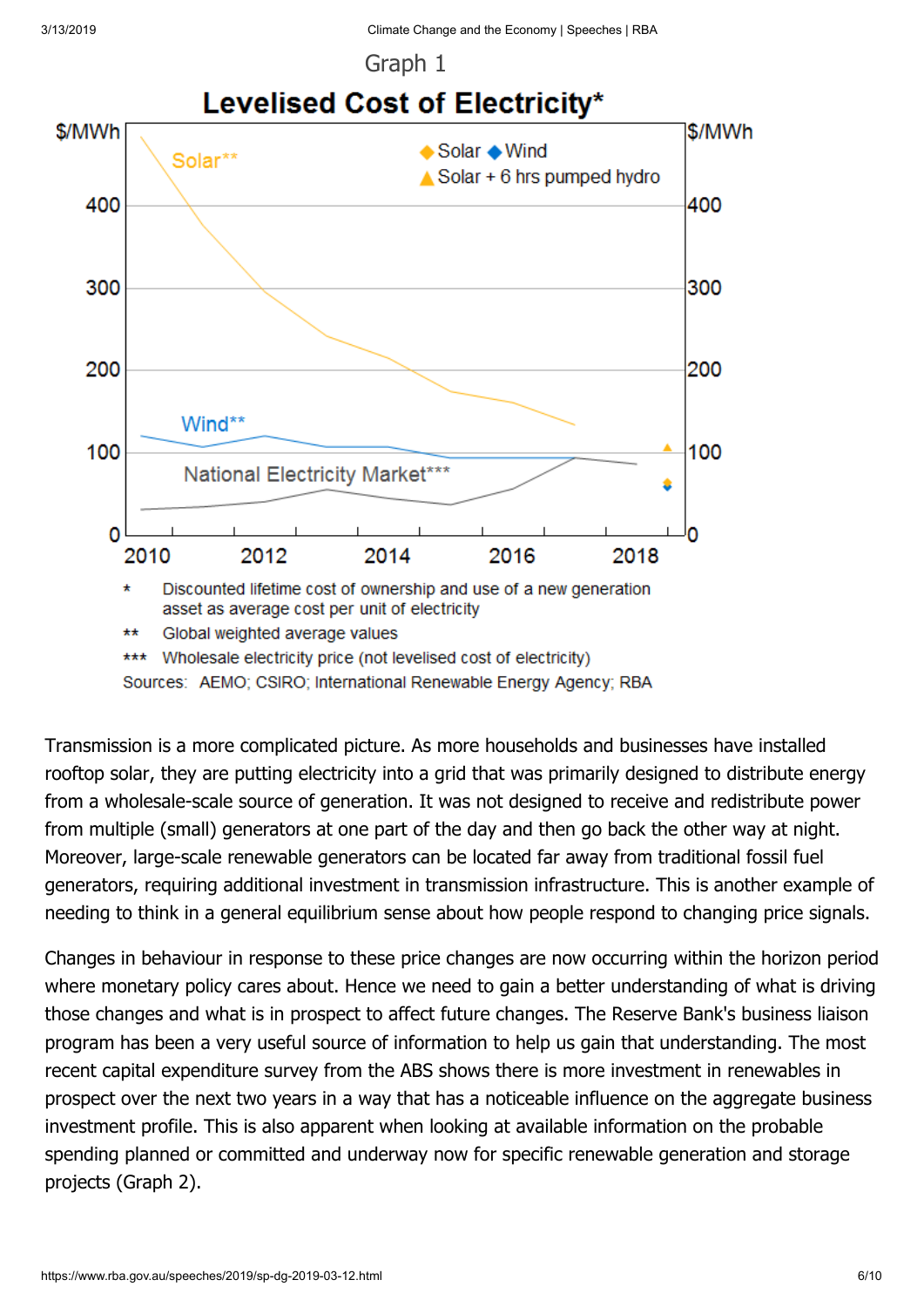Graph 1

**Levelised Cost of Electricity***

\* Discounted lifetime cost of ownership and use of a new generation asset as average cost per unit of electricity

\*\* Global weighted average values

\*\*\* Wholesale electricity price (not levelised cost of electricity)

Sources: AEMO; CSIRO; International Renewable Energy Agency; RBA

Transmission is a more complicated picture. As more households and businesses have installed rooftop solar, they are putting electricity into a grid that was primarily designed to distribute energy from a wholesale-scale source of generation. It was not designed to receive and redistribute power from multiple (small) generators at one part of the day and then go back the other way at night. Moreover, large-scale renewable generators can be located far away from traditional fossil fuel generators, requiring additional investment in transmission infrastructure. This is another example of needing to think in a general equilibrium sense about how people respond to changing price signals.

Changes in behaviour in response to these price changes are now occurring within the horizon period where monetary policy cares about. Hence we need to gain a better understanding of what is driving those changes and what is in prospect to affect future changes. The Reserve Bank's business liaison program has been a very useful source of information to help us gain that understanding. The most recent capital expenditure survey from the ABS shows there is more investment in renewables in prospect over the next two years in a way that has a noticeable influence on the aggregate business investment profile. This is also apparent when looking at available information on the probable spending planned or committed and underway now for specific renewable generation and storage projects (Graph 2).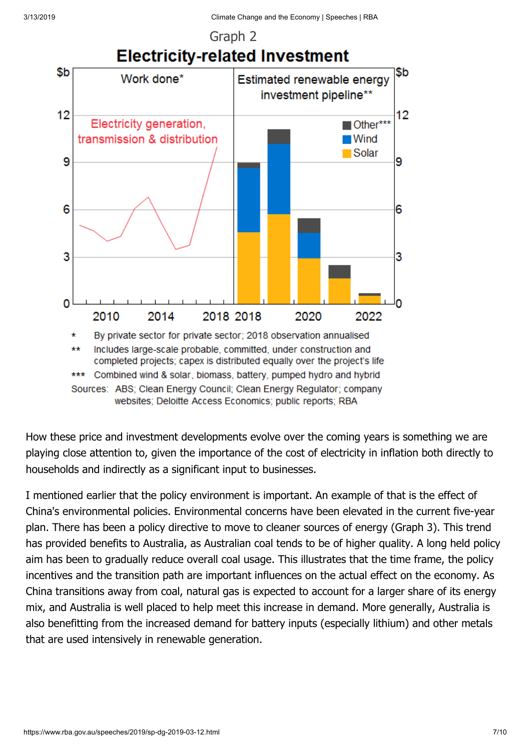Graph 2

**Electricity-related Investment**

Work done* | Estimated renewable energy investment pipeline**

Electricity generation, transmission & distribution

Other*** | Wind | Solar

\* By private sector for private sector; 2018 observation annualised

\*\* Includes large-scale probable, committed, under construction and completed projects; capex is distributed equally over the project's life

\*\*\* Combined wind & solar, biomass, battery, pumped hydro and hybrid

Sources: ABS; Clean Energy Council; Clean Energy Regulator; company websites; Deloitte Access Economics; public reports; RBA

How these price and investment developments evolve over the coming years is something we are playing close attention to, given the importance of the cost of electricity in inflation both directly to households and indirectly as a significant input to businesses.

I mentioned earlier that the policy environment is important. An example of that is the effect of China's environmental policies. Environmental concerns have been elevated in the current five-year plan. There has been a policy directive to move to cleaner sources of energy (Graph 3). This trend has provided benefits to Australia, as Australian coal tends to be of higher quality. A long held policy aim has been to gradually reduce overall coal usage. This illustrates that the time frame, the policy incentives and the transition path are important influences on the actual effect on the economy. As China transitions away from coal, natural gas is expected to account for a larger share of its energy mix, and Australia is well placed to help meet this increase in demand. More generally, Australia is also benefitting from the increased demand for battery inputs (especially lithium) and other metals that are used intensively in renewable generation.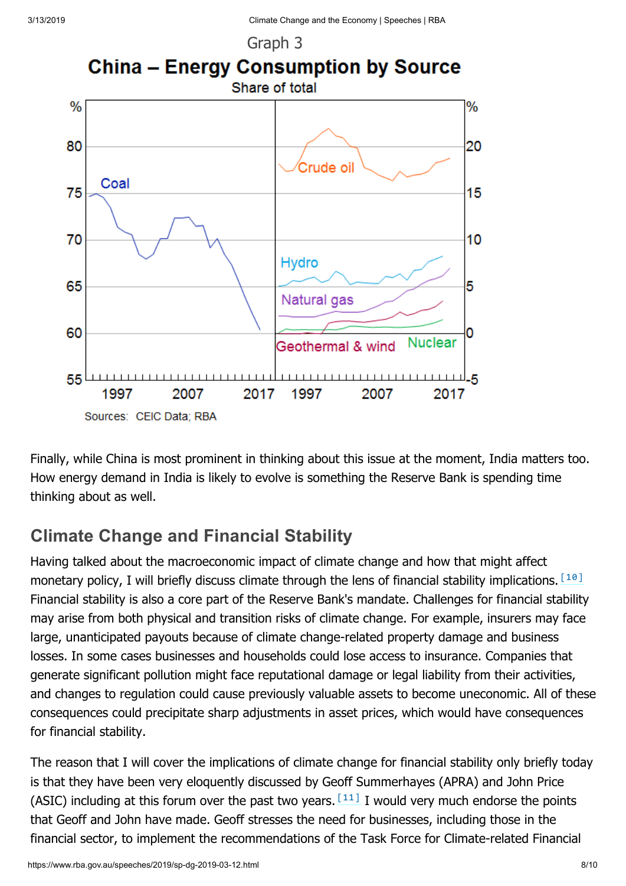Graph 3

**China – Energy Consumption by Source**

Share of total

Sources: CEIC Data; RBA

Finally, while China is most prominent in thinking about this issue at the moment, India matters too. How energy demand in India is likely to evolve is something the Reserve Bank is spending time thinking about as well.

## Climate Change and Financial Stability

Having talked about the macroeconomic impact of climate change and how that might affect monetary policy, I will briefly discuss climate through the lens of financial stability implications.[10] Financial stability is also a core part of the Reserve Bank's mandate. Challenges for financial stability may arise from both physical and transition risks of climate change. For example, insurers may face large, unanticipated payouts because of climate change-related property damage and business losses. In some cases businesses and households could lose access to insurance. Companies that generate significant pollution might face reputational damage or legal liability from their activities, and changes to regulation could cause previously valuable assets to become uneconomic. All of these consequences could precipitate sharp adjustments in asset prices, which would have consequences for financial stability.

The reason that I will cover the implications of climate change for financial stability only briefly today is that they have been very eloquently discussed by Geoff Summerhayes (APRA) and John Price (ASIC) including at this forum over the past two years.[11] I would very much endorse the points that Geoff and John have made. Geoff stresses the need for businesses, including those in the financial sector, to implement the recommendations of the Task Force for Climate-related Financial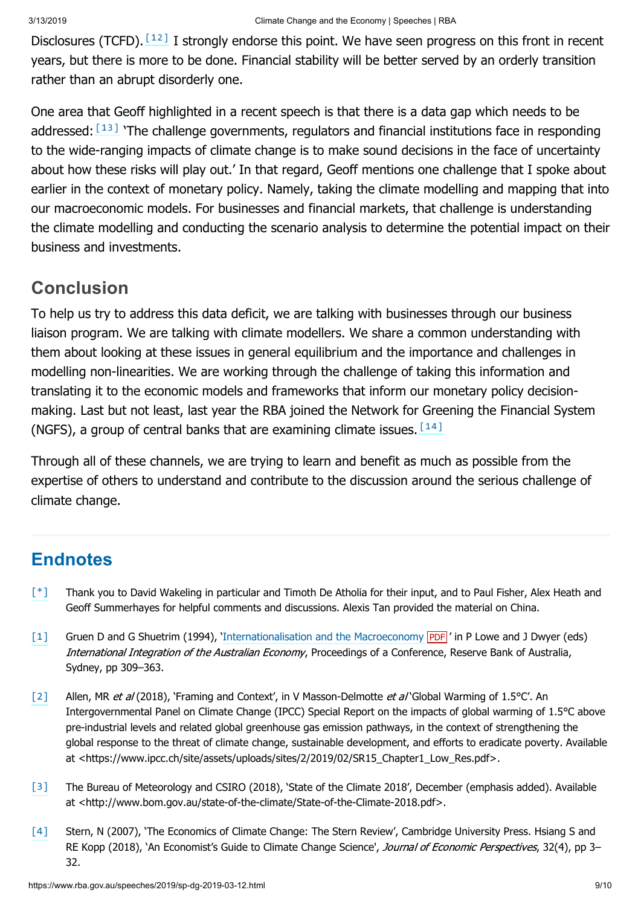Disclosures (TCFD).[12] I strongly endorse this point. We have seen progress on this front in recent years, but there is more to be done. Financial stability will be better served by an orderly transition rather than an abrupt disorderly one.

One area that Geoff highlighted in a recent speech is that there is a data gap which needs to be addressed:[13] 'The challenge governments, regulators and financial institutions face in responding to the wide-ranging impacts of climate change is to make sound decisions in the face of uncertainty about how these risks will play out.' In that regard, Geoff mentions one challenge that I spoke about earlier in the context of monetary policy. Namely, taking the climate modelling and mapping that into our macroeconomic models. For businesses and financial markets, that challenge is understanding the climate modelling and conducting the scenario analysis to determine the potential impact on their business and investments.

## Conclusion

To help us try to address this data deficit, we are talking with businesses through our business liaison program. We are talking with climate modellers. We share a common understanding with them about looking at these issues in general equilibrium and the importance and challenges in modelling non-linearities. We are working through the challenge of taking this information and translating it to the economic models and frameworks that inform our monetary policy decision-making. Last but not least, last year the RBA joined the Network for Greening the Financial System (NGFS), a group of central banks that are examining climate issues.[14]

Through all of these channels, we are trying to learn and benefit as much as possible from the expertise of others to understand and contribute to the discussion around the serious challenge of climate change.

## Endnotes

[*] Thank you to David Wakeling in particular and Timoth De Atholia for their input, and to Paul Fisher, Alex Heath and Geoff Summerhayes for helpful comments and discussions. Alexis Tan provided the material on China.

[1] Gruen D and G Shuetrim (1994), 'Internationalisation and the Macroeconomy PDF' in P Lowe and J Dwyer (eds) *International Integration of the Australian Economy*, Proceedings of a Conference, Reserve Bank of Australia, Sydney, pp 309–363.

[2] Allen, MR *et al* (2018), 'Framing and Context', in V Masson-Delmotte *et al* 'Global Warming of 1.5°C'. An Intergovernmental Panel on Climate Change (IPCC) Special Report on the impacts of global warming of 1.5°C above pre-industrial levels and related global greenhouse gas emission pathways, in the context of strengthening the global response to the threat of climate change, sustainable development, and efforts to eradicate poverty. Available at <https://www.ipcc.ch/site/assets/uploads/sites/2/2019/02/SR15_Chapter1_Low_Res.pdf>.

[3] The Bureau of Meteorology and CSIRO (2018), 'State of the Climate 2018', December (emphasis added). Available at <http://www.bom.gov.au/state-of-the-climate/State-of-the-Climate-2018.pdf>.

[4] Stern, N (2007), 'The Economics of Climate Change: The Stern Review', Cambridge University Press. Hsiang S and RE Kopp (2018), 'An Economist's Guide to Climate Change Science', *Journal of Economic Perspectives*, 32(4), pp 3–32.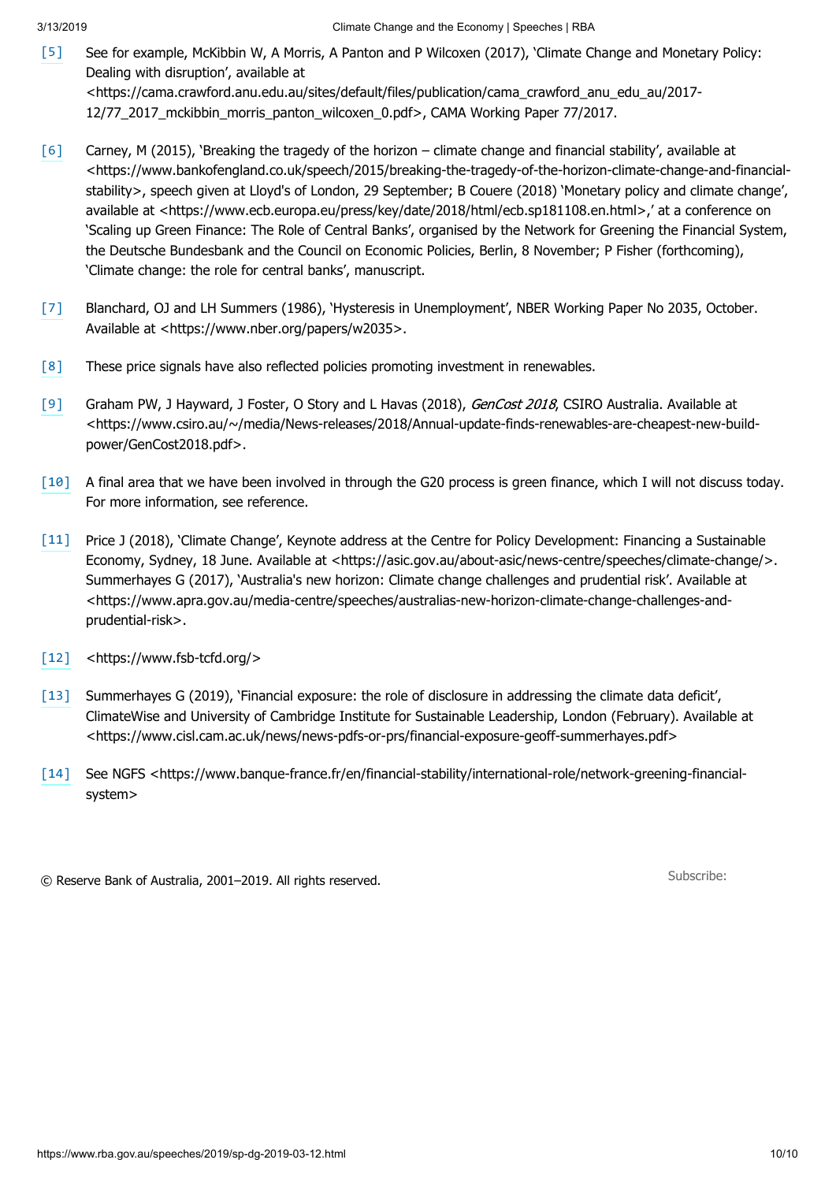[5] See for example, McKibbin W, A Morris, A Panton and P Wilcoxen (2017), 'Climate Change and Monetary Policy: Dealing with disruption', available at <https://cama.crawford.anu.edu.au/sites/default/files/publication/cama_crawford_anu_edu_au/2017-12/77_2017_mckibbin_morris_panton_wilcoxen_0.pdf>, CAMA Working Paper 77/2017.

[6] Carney, M (2015), 'Breaking the tragedy of the horizon – climate change and financial stability', available at <https://www.bankofengland.co.uk/speech/2015/breaking-the-tragedy-of-the-horizon-climate-change-and-financial-stability>, speech given at Lloyd's of London, 29 September; B Couere (2018) 'Monetary policy and climate change', available at <https://www.ecb.europa.eu/press/key/date/2018/html/ecb.sp181108.en.html>,' at a conference on 'Scaling up Green Finance: The Role of Central Banks', organised by the Network for Greening the Financial System, the Deutsche Bundesbank and the Council on Economic Policies, Berlin, 8 November; P Fisher (forthcoming), 'Climate change: the role for central banks', manuscript.

[7] Blanchard, OJ and LH Summers (1986), 'Hysteresis in Unemployment', NBER Working Paper No 2035, October. Available at <https://www.nber.org/papers/w2035>.

[8] These price signals have also reflected policies promoting investment in renewables.

[9] Graham PW, J Hayward, J Foster, O Story and L Havas (2018), *GenCost 2018*, CSIRO Australia. Available at <https://www.csiro.au/~/media/News-releases/2018/Annual-update-finds-renewables-are-cheapest-new-build-power/GenCost2018.pdf>.

[10] A final area that we have been involved in through the G20 process is green finance, which I will not discuss today. For more information, see reference.

[11] Price J (2018), 'Climate Change', Keynote address at the Centre for Policy Development: Financing a Sustainable Economy, Sydney, 18 June. Available at <https://asic.gov.au/about-asic/news-centre/speeches/climate-change/>. Summerhayes G (2017), 'Australia's new horizon: Climate change challenges and prudential risk'. Available at <https://www.apra.gov.au/media-centre/speeches/australias-new-horizon-climate-change-challenges-and-prudential-risk>.

[12] <https://www.fsb-tcfd.org/>

[13] Summerhayes G (2019), 'Financial exposure: the role of disclosure in addressing the climate data deficit', ClimateWise and University of Cambridge Institute for Sustainable Leadership, London (February). Available at <https://www.cisl.cam.ac.uk/news/news-pdfs-or-prs/financial-exposure-geoff-summerhayes.pdf>

[14] See NGFS <https://www.banque-france.fr/en/financial-stability/international-role/network-greening-financial-system>

© Reserve Bank of Australia, 2001–2019. All rights reserved.

Subscribe: